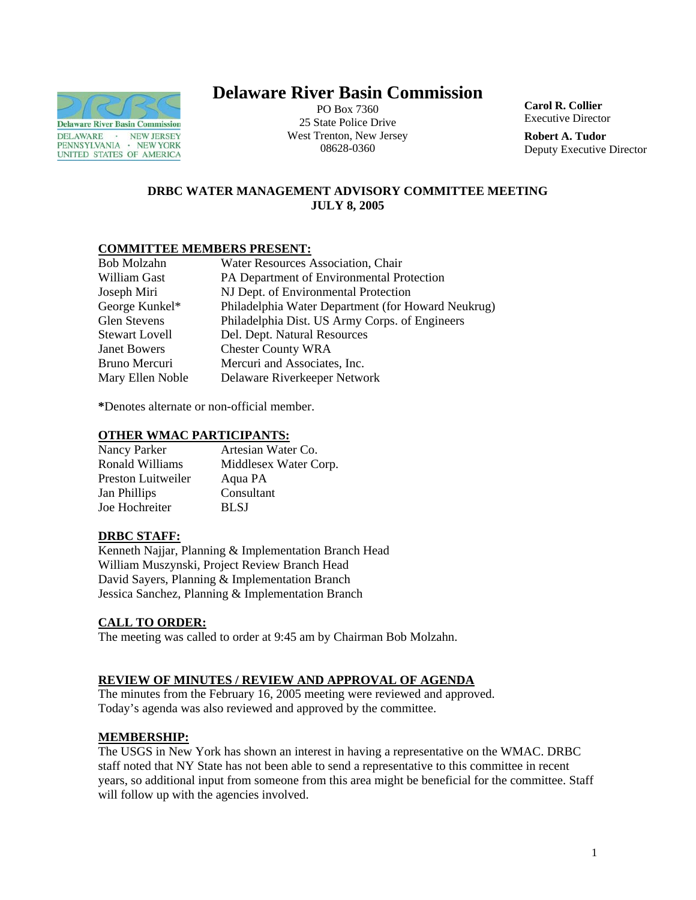# Delaware River Basin Commission

PO Box 7360
25 State Police Drive
West Trenton, New Jersey
08628-0360

**Carol R. Collier**
Executive Director

**Robert A. Tudor**
Deputy Executive Director

## DRBC WATER MANAGEMENT ADVISORY COMMITTEE MEETING
## JULY 8, 2005

### COMMITTEE MEMBERS PRESENT:

| | |
|---|---|
| Bob Molzahn | Water Resources Association, Chair |
| William Gast | PA Department of Environmental Protection |
| Joseph Miri | NJ Dept. of Environmental Protection |
| George Kunkel* | Philadelphia Water Department (for Howard Neukrug) |
| Glen Stevens | Philadelphia Dist. US Army Corps. of Engineers |
| Stewart Lovell | Del. Dept. Natural Resources |
| Janet Bowers | Chester County WRA |
| Bruno Mercuri | Mercuri and Associates, Inc. |
| Mary Ellen Noble | Delaware Riverkeeper Network |

**\***Denotes alternate or non-official member.

### OTHER WMAC PARTICIPANTS:

| | |
|---|---|
| Nancy Parker | Artesian Water Co. |
| Ronald Williams | Middlesex Water Corp. |
| Preston Luitweiler | Aqua PA |
| Jan Phillips | Consultant |
| Joe Hochreiter | BLSJ |

### DRBC STAFF:

Kenneth Najjar, Planning & Implementation Branch Head
William Muszynski, Project Review Branch Head
David Sayers, Planning & Implementation Branch
Jessica Sanchez, Planning & Implementation Branch

### CALL TO ORDER:

The meeting was called to order at 9:45 am by Chairman Bob Molzahn.

### REVIEW OF MINUTES / REVIEW AND APPROVAL OF AGENDA

The minutes from the February 16, 2005 meeting were reviewed and approved. Today's agenda was also reviewed and approved by the committee.

### MEMBERSHIP:

The USGS in New York has shown an interest in having a representative on the WMAC. DRBC staff noted that NY State has not been able to send a representative to this committee in recent years, so additional input from someone from this area might be beneficial for the committee. Staff will follow up with the agencies involved.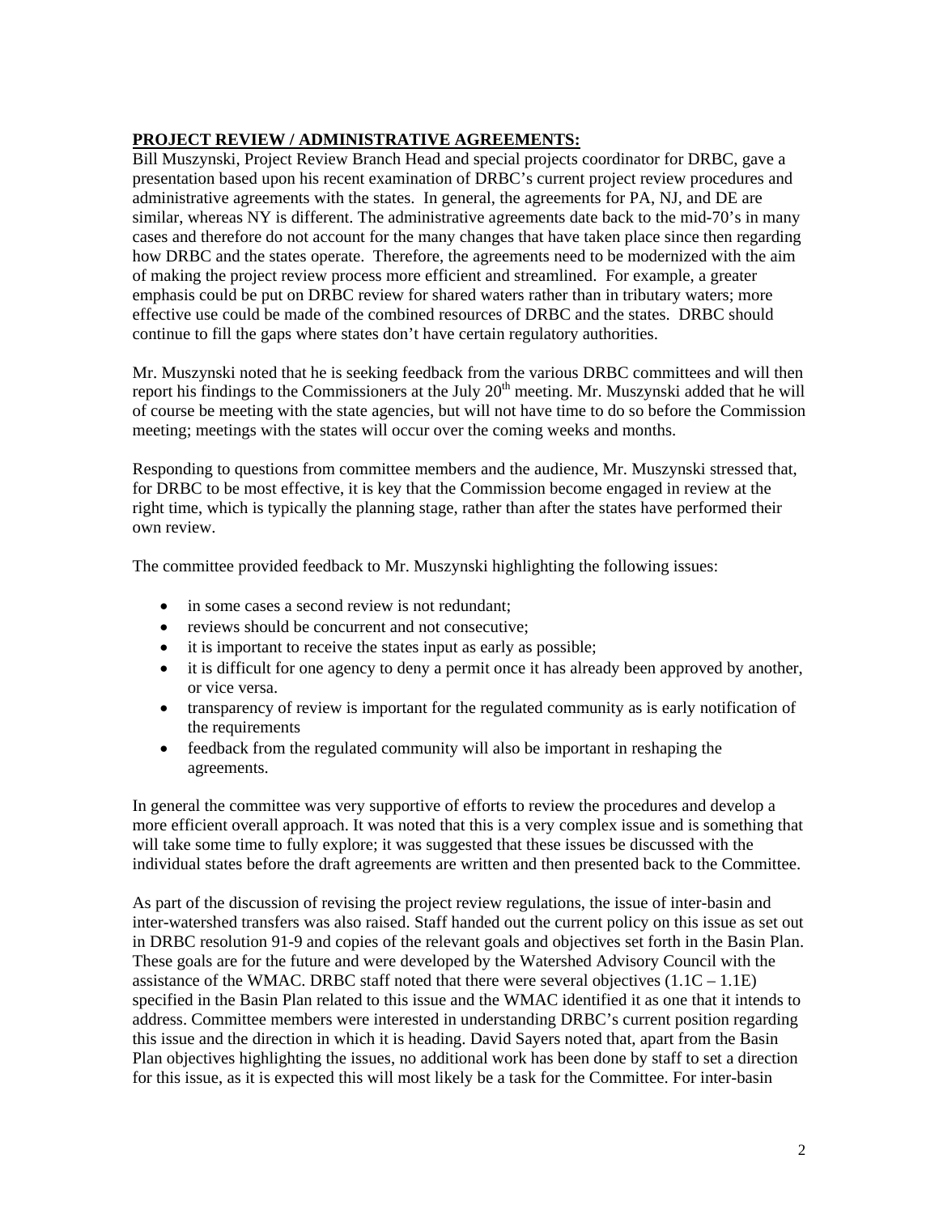**PROJECT REVIEW / ADMINISTRATIVE AGREEMENTS:**

Bill Muszynski, Project Review Branch Head and special projects coordinator for DRBC, gave a presentation based upon his recent examination of DRBC's current project review procedures and administrative agreements with the states. In general, the agreements for PA, NJ, and DE are similar, whereas NY is different. The administrative agreements date back to the mid-70's in many cases and therefore do not account for the many changes that have taken place since then regarding how DRBC and the states operate. Therefore, the agreements need to be modernized with the aim of making the project review process more efficient and streamlined. For example, a greater emphasis could be put on DRBC review for shared waters rather than in tributary waters; more effective use could be made of the combined resources of DRBC and the states. DRBC should continue to fill the gaps where states don't have certain regulatory authorities.

Mr. Muszynski noted that he is seeking feedback from the various DRBC committees and will then report his findings to the Commissioners at the July 20th meeting. Mr. Muszynski added that he will of course be meeting with the state agencies, but will not have time to do so before the Commission meeting; meetings with the states will occur over the coming weeks and months.

Responding to questions from committee members and the audience, Mr. Muszynski stressed that, for DRBC to be most effective, it is key that the Commission become engaged in review at the right time, which is typically the planning stage, rather than after the states have performed their own review.

The committee provided feedback to Mr. Muszynski highlighting the following issues:

- in some cases a second review is not redundant;
- reviews should be concurrent and not consecutive;
- it is important to receive the states input as early as possible;
- it is difficult for one agency to deny a permit once it has already been approved by another, or vice versa.
- transparency of review is important for the regulated community as is early notification of the requirements
- feedback from the regulated community will also be important in reshaping the agreements.

In general the committee was very supportive of efforts to review the procedures and develop a more efficient overall approach. It was noted that this is a very complex issue and is something that will take some time to fully explore; it was suggested that these issues be discussed with the individual states before the draft agreements are written and then presented back to the Committee.

As part of the discussion of revising the project review regulations, the issue of inter-basin and inter-watershed transfers was also raised. Staff handed out the current policy on this issue as set out in DRBC resolution 91-9 and copies of the relevant goals and objectives set forth in the Basin Plan. These goals are for the future and were developed by the Watershed Advisory Council with the assistance of the WMAC. DRBC staff noted that there were several objectives (1.1C – 1.1E) specified in the Basin Plan related to this issue and the WMAC identified it as one that it intends to address. Committee members were interested in understanding DRBC's current position regarding this issue and the direction in which it is heading. David Sayers noted that, apart from the Basin Plan objectives highlighting the issues, no additional work has been done by staff to set a direction for this issue, as it is expected this will most likely be a task for the Committee. For inter-basin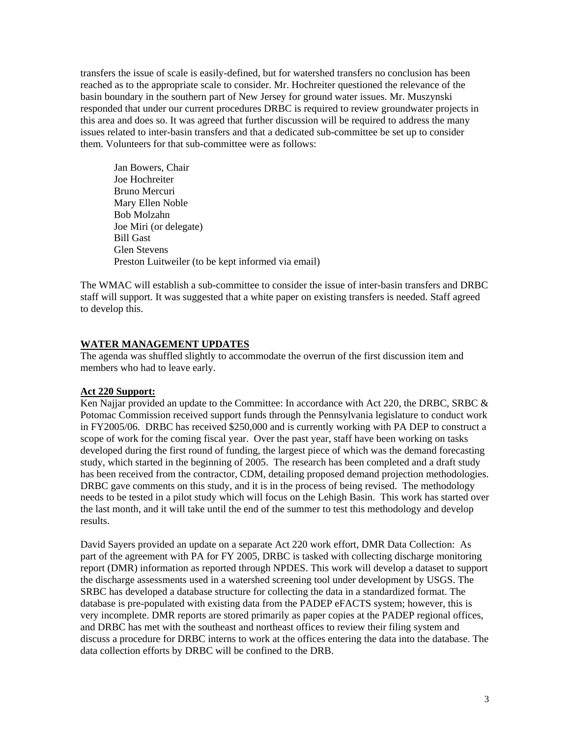transfers the issue of scale is easily-defined, but for watershed transfers no conclusion has been reached as to the appropriate scale to consider. Mr. Hochreiter questioned the relevance of the basin boundary in the southern part of New Jersey for ground water issues. Mr. Muszynski responded that under our current procedures DRBC is required to review groundwater projects in this area and does so. It was agreed that further discussion will be required to address the many issues related to inter-basin transfers and that a dedicated sub-committee be set up to consider them. Volunteers for that sub-committee were as follows:

Jan Bowers, Chair
Joe Hochreiter
Bruno Mercuri
Mary Ellen Noble
Bob Molzahn
Joe Miri (or delegate)
Bill Gast
Glen Stevens
Preston Luitweiler (to be kept informed via email)

The WMAC will establish a sub-committee to consider the issue of inter-basin transfers and DRBC staff will support. It was suggested that a white paper on existing transfers is needed. Staff agreed to develop this.

## WATER MANAGEMENT UPDATES

The agenda was shuffled slightly to accommodate the overrun of the first discussion item and members who had to leave early.

### Act 220 Support:

Ken Najjar provided an update to the Committee: In accordance with Act 220, the DRBC, SRBC & Potomac Commission received support funds through the Pennsylvania legislature to conduct work in FY2005/06. DRBC has received $250,000 and is currently working with PA DEP to construct a scope of work for the coming fiscal year. Over the past year, staff have been working on tasks developed during the first round of funding, the largest piece of which was the demand forecasting study, which started in the beginning of 2005. The research has been completed and a draft study has been received from the contractor, CDM, detailing proposed demand projection methodologies. DRBC gave comments on this study, and it is in the process of being revised. The methodology needs to be tested in a pilot study which will focus on the Lehigh Basin. This work has started over the last month, and it will take until the end of the summer to test this methodology and develop results.

David Sayers provided an update on a separate Act 220 work effort, DMR Data Collection: As part of the agreement with PA for FY 2005, DRBC is tasked with collecting discharge monitoring report (DMR) information as reported through NPDES. This work will develop a dataset to support the discharge assessments used in a watershed screening tool under development by USGS. The SRBC has developed a database structure for collecting the data in a standardized format. The database is pre-populated with existing data from the PADEP eFACTS system; however, this is very incomplete. DMR reports are stored primarily as paper copies at the PADEP regional offices, and DRBC has met with the southeast and northeast offices to review their filing system and discuss a procedure for DRBC interns to work at the offices entering the data into the database. The data collection efforts by DRBC will be confined to the DRB.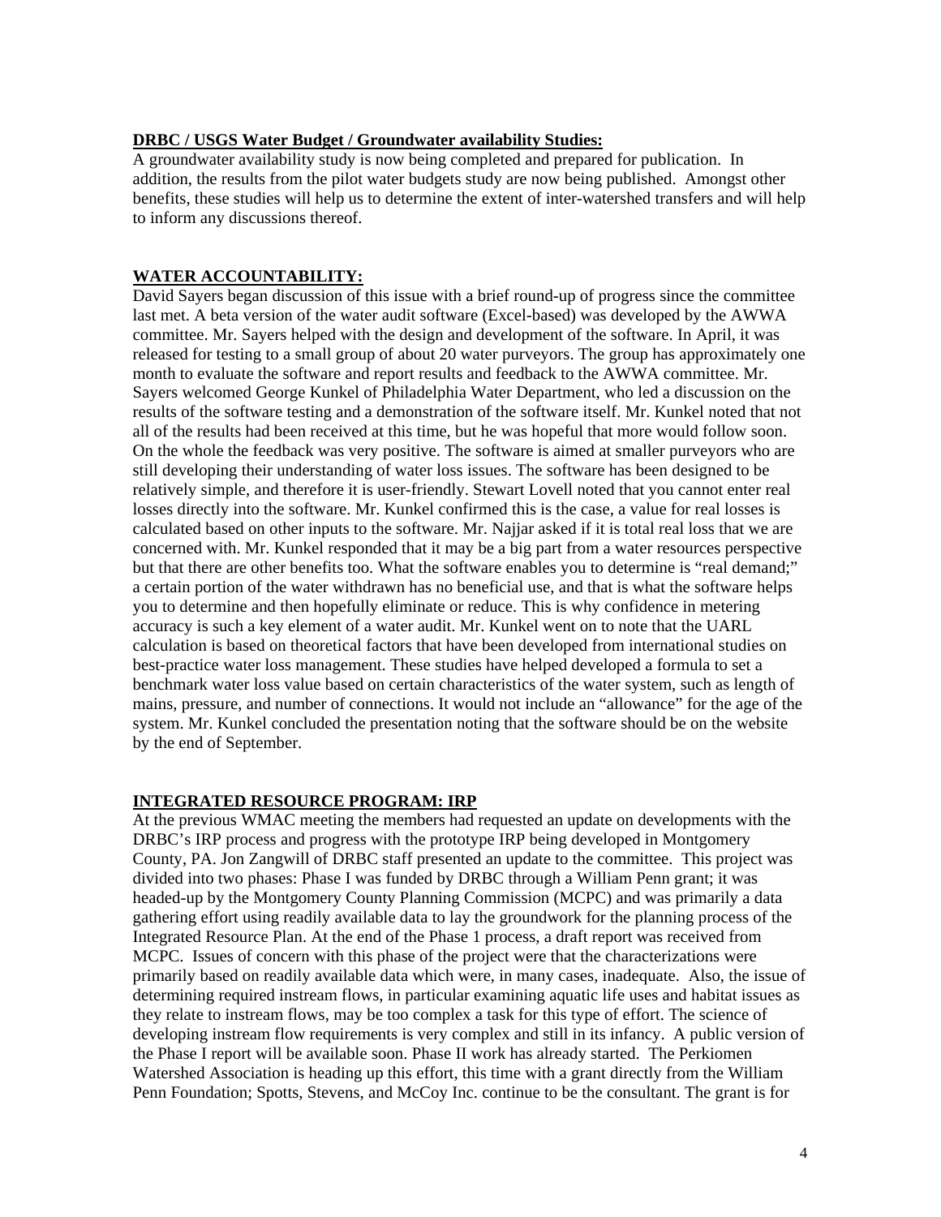**DRBC / USGS Water Budget / Groundwater availability Studies:**

A groundwater availability study is now being completed and prepared for publication. In addition, the results from the pilot water budgets study are now being published. Amongst other benefits, these studies will help us to determine the extent of inter-watershed transfers and will help to inform any discussions thereof.

**WATER ACCOUNTABILITY:**

David Sayers began discussion of this issue with a brief round-up of progress since the committee last met. A beta version of the water audit software (Excel-based) was developed by the AWWA committee. Mr. Sayers helped with the design and development of the software. In April, it was released for testing to a small group of about 20 water purveyors. The group has approximately one month to evaluate the software and report results and feedback to the AWWA committee. Mr. Sayers welcomed George Kunkel of Philadelphia Water Department, who led a discussion on the results of the software testing and a demonstration of the software itself. Mr. Kunkel noted that not all of the results had been received at this time, but he was hopeful that more would follow soon. On the whole the feedback was very positive. The software is aimed at smaller purveyors who are still developing their understanding of water loss issues. The software has been designed to be relatively simple, and therefore it is user-friendly. Stewart Lovell noted that you cannot enter real losses directly into the software. Mr. Kunkel confirmed this is the case, a value for real losses is calculated based on other inputs to the software. Mr. Najjar asked if it is total real loss that we are concerned with. Mr. Kunkel responded that it may be a big part from a water resources perspective but that there are other benefits too. What the software enables you to determine is "real demand;" a certain portion of the water withdrawn has no beneficial use, and that is what the software helps you to determine and then hopefully eliminate or reduce. This is why confidence in metering accuracy is such a key element of a water audit. Mr. Kunkel went on to note that the UARL calculation is based on theoretical factors that have been developed from international studies on best-practice water loss management. These studies have helped developed a formula to set a benchmark water loss value based on certain characteristics of the water system, such as length of mains, pressure, and number of connections. It would not include an "allowance" for the age of the system. Mr. Kunkel concluded the presentation noting that the software should be on the website by the end of September.

**INTEGRATED RESOURCE PROGRAM: IRP**

At the previous WMAC meeting the members had requested an update on developments with the DRBC's IRP process and progress with the prototype IRP being developed in Montgomery County, PA. Jon Zangwill of DRBC staff presented an update to the committee. This project was divided into two phases: Phase I was funded by DRBC through a William Penn grant; it was headed-up by the Montgomery County Planning Commission (MCPC) and was primarily a data gathering effort using readily available data to lay the groundwork for the planning process of the Integrated Resource Plan. At the end of the Phase 1 process, a draft report was received from MCPC. Issues of concern with this phase of the project were that the characterizations were primarily based on readily available data which were, in many cases, inadequate. Also, the issue of determining required instream flows, in particular examining aquatic life uses and habitat issues as they relate to instream flows, may be too complex a task for this type of effort. The science of developing instream flow requirements is very complex and still in its infancy. A public version of the Phase I report will be available soon. Phase II work has already started. The Perkiomen Watershed Association is heading up this effort, this time with a grant directly from the William Penn Foundation; Spotts, Stevens, and McCoy Inc. continue to be the consultant. The grant is for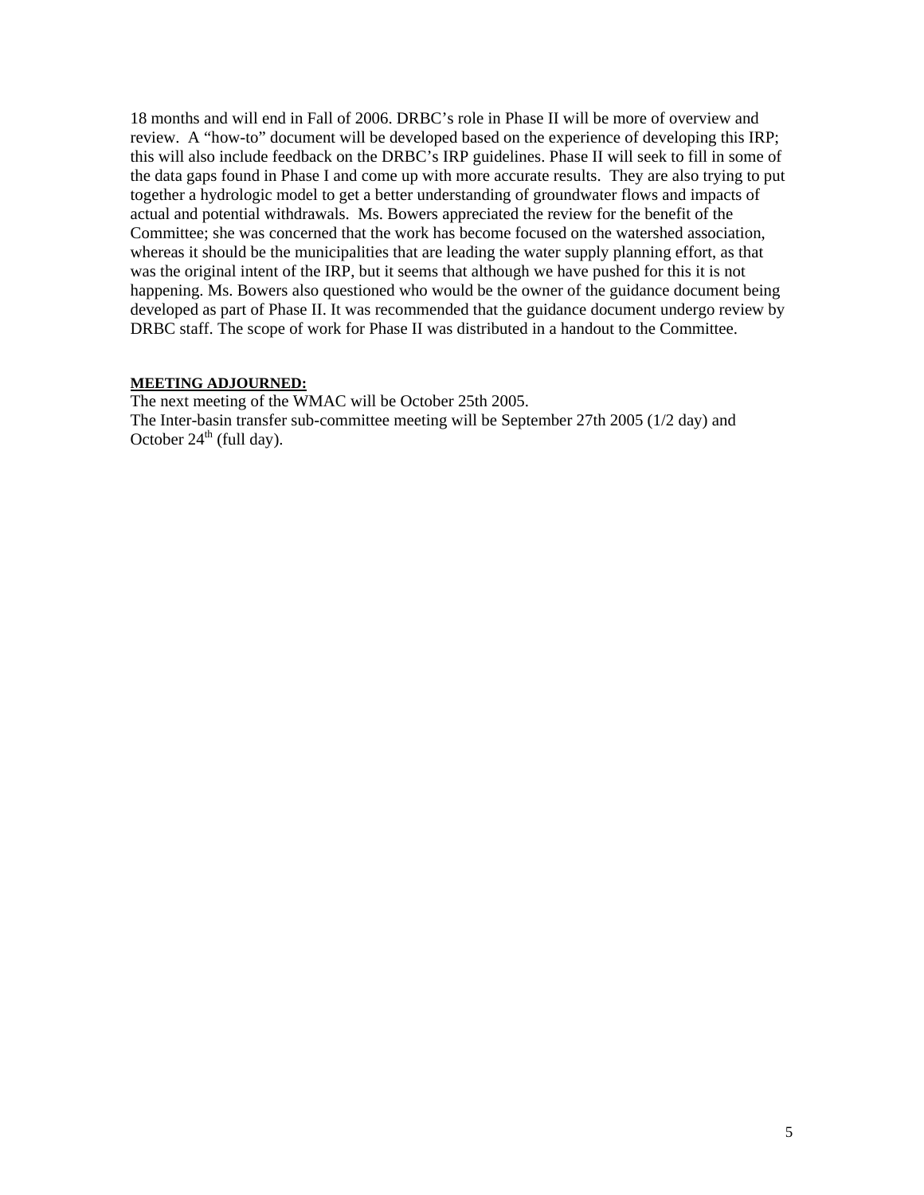18 months and will end in Fall of 2006. DRBC's role in Phase II will be more of overview and review. A "how-to" document will be developed based on the experience of developing this IRP; this will also include feedback on the DRBC's IRP guidelines. Phase II will seek to fill in some of the data gaps found in Phase I and come up with more accurate results. They are also trying to put together a hydrologic model to get a better understanding of groundwater flows and impacts of actual and potential withdrawals. Ms. Bowers appreciated the review for the benefit of the Committee; she was concerned that the work has become focused on the watershed association, whereas it should be the municipalities that are leading the water supply planning effort, as that was the original intent of the IRP, but it seems that although we have pushed for this it is not happening. Ms. Bowers also questioned who would be the owner of the guidance document being developed as part of Phase II. It was recommended that the guidance document undergo review by DRBC staff. The scope of work for Phase II was distributed in a handout to the Committee.

**MEETING ADJOURNED:**

The next meeting of the WMAC will be October 25th 2005.
The Inter-basin transfer sub-committee meeting will be September 27th 2005 (1/2 day) and October 24th (full day).